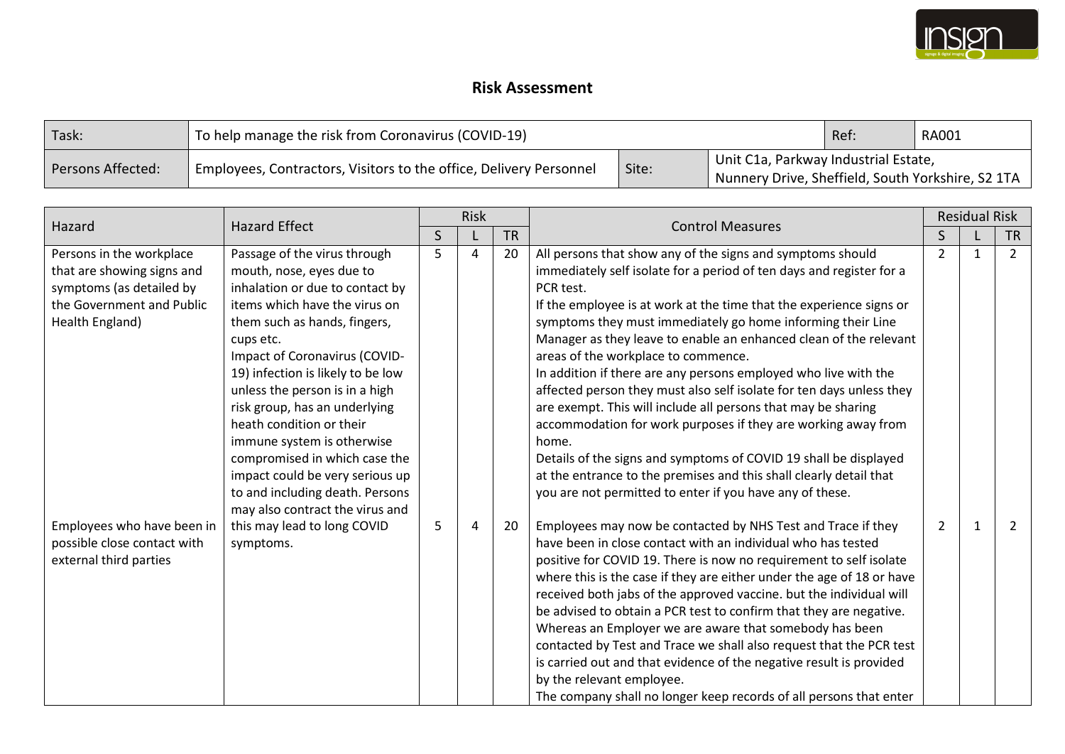# Risk Assessment

| Task: | To help manage the risk from Coronavirus (COVID-19) | | Ref: | RA001 |
|---|---|---|---|---|
| Persons Affected: | Employees, Contractors, Visitors to the office, Delivery Personnel | Site: | Unit C1a, Parkway Industrial Estate, Nunnery Drive, Sheffield, South Yorkshire, S2 1TA | |

| Hazard | Hazard Effect | Risk | | | Control Measures | Residual Risk | | |
|---|---|---|---|---|---|---|---|---|
| | | S | L | TR | | S | L | TR |
| Persons in the workplace that are showing signs and symptoms (as detailed by the Government and Public Health England) | Passage of the virus through mouth, nose, eyes due to inhalation or due to contact by items which have the virus on them such as hands, fingers, cups etc. Impact of Coronavirus (COVID-19) infection is likely to be low unless the person is in a high risk group, has an underlying heath condition or their immune system is otherwise compromised in which case the impact could be very serious up to and including death. Persons may also contract the virus and this may lead to long COVID symptoms. | 5 | 4 | 20 | All persons that show any of the signs and symptoms should immediately self isolate for a period of ten days and register for a PCR test.<br>If the employee is at work at the time that the experience signs or symptoms they must immediately go home informing their Line Manager as they leave to enable an enhanced clean of the relevant areas of the workplace to commence.<br>In addition if there are any persons employed who live with the affected person they must also self isolate for ten days unless they are exempt. This will include all persons that may be sharing accommodation for work purposes if they are working away from home.<br>Details of the signs and symptoms of COVID 19 shall be displayed at the entrance to the premises and this shall clearly detail that you are not permitted to enter if you have any of these. | 2 | 1 | 2 |
| Employees who have been in possible close contact with external third parties | | 5 | 4 | 20 | Employees may now be contacted by NHS Test and Trace if they have been in close contact with an individual who has tested positive for COVID 19. There is now no requirement to self isolate where this is the case if they are either under the age of 18 or have received both jabs of the approved vaccine. but the individual will be advised to obtain a PCR test to confirm that they are negative.<br>Whereas an Employer we are aware that somebody has been contacted by Test and Trace we shall also request that the PCR test is carried out and that evidence of the negative result is provided by the relevant employee.<br>The company shall no longer keep records of all persons that enter | 2 | 1 | 2 |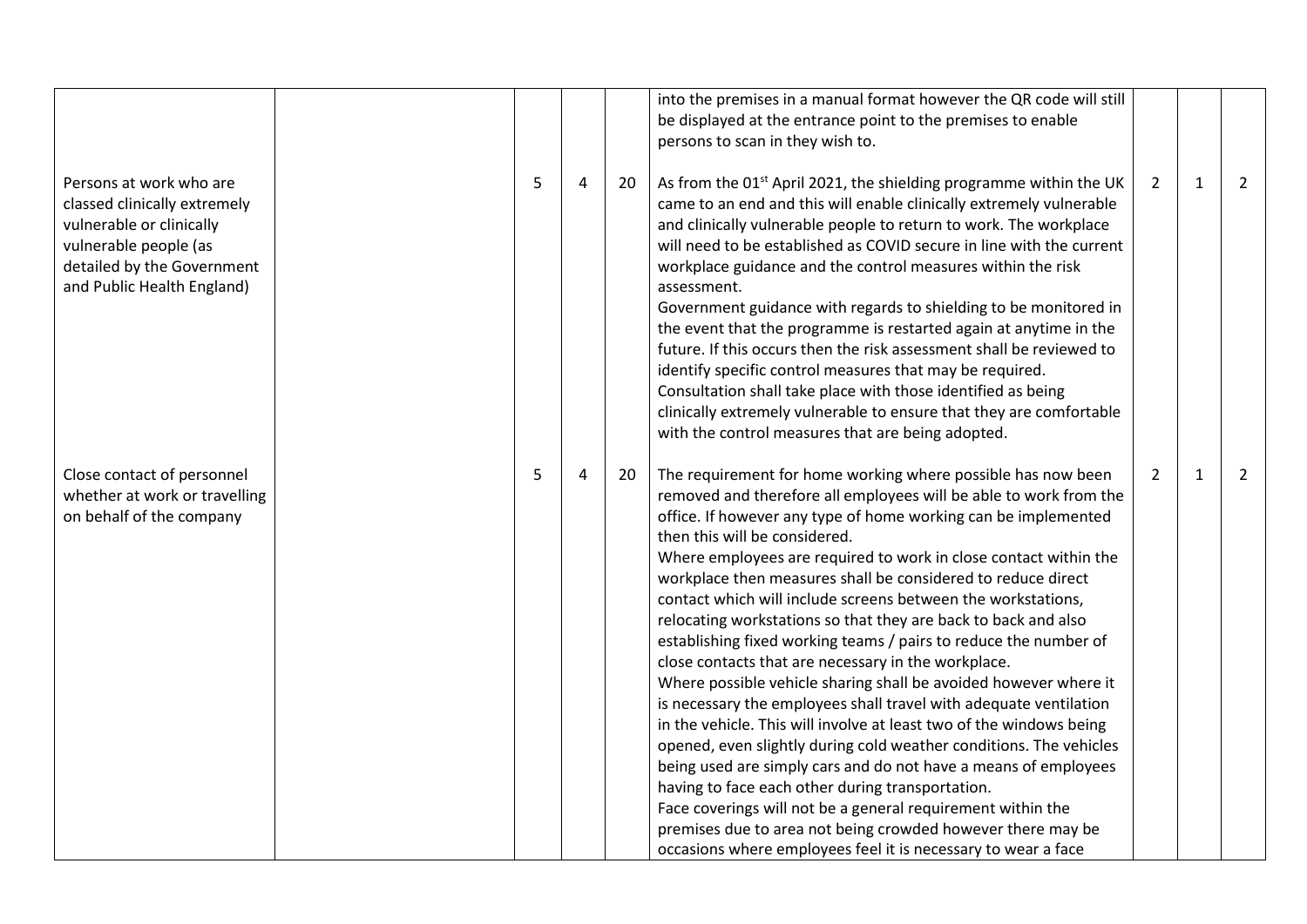| | | | | | | | | |
|---|---|---|---|---|---|---|---|---|
| | | | | | into the premises in a manual format however the QR code will still be displayed at the entrance point to the premises to enable persons to scan in they wish to. | | | |
| Persons at work who are classed clinically extremely vulnerable or clinically vulnerable people (as detailed by the Government and Public Health England) | | 5 | 4 | 20 | As from the 01st April 2021, the shielding programme within the UK came to an end and this will enable clinically extremely vulnerable and clinically vulnerable people to return to work. The workplace will need to be established as COVID secure in line with the current workplace guidance and the control measures within the risk assessment.<br>Government guidance with regards to shielding to be monitored in the event that the programme is restarted again at anytime in the future. If this occurs then the risk assessment shall be reviewed to identify specific control measures that may be required.<br>Consultation shall take place with those identified as being clinically extremely vulnerable to ensure that they are comfortable with the control measures that are being adopted. | 2 | 1 | 2 |
| Close contact of personnel whether at work or travelling on behalf of the company | | 5 | 4 | 20 | The requirement for home working where possible has now been removed and therefore all employees will be able to work from the office. If however any type of home working can be implemented then this will be considered.<br>Where employees are required to work in close contact within the workplace then measures shall be considered to reduce direct contact which will include screens between the workstations, relocating workstations so that they are back to back and also establishing fixed working teams / pairs to reduce the number of close contacts that are necessary in the workplace.<br>Where possible vehicle sharing shall be avoided however where it is necessary the employees shall travel with adequate ventilation in the vehicle. This will involve at least two of the windows being opened, even slightly during cold weather conditions. The vehicles being used are simply cars and do not have a means of employees having to face each other during transportation.<br>Face coverings will not be a general requirement within the premises due to area not being crowded however there may be occasions where employees feel it is necessary to wear a face | 2 | 1 | 2 |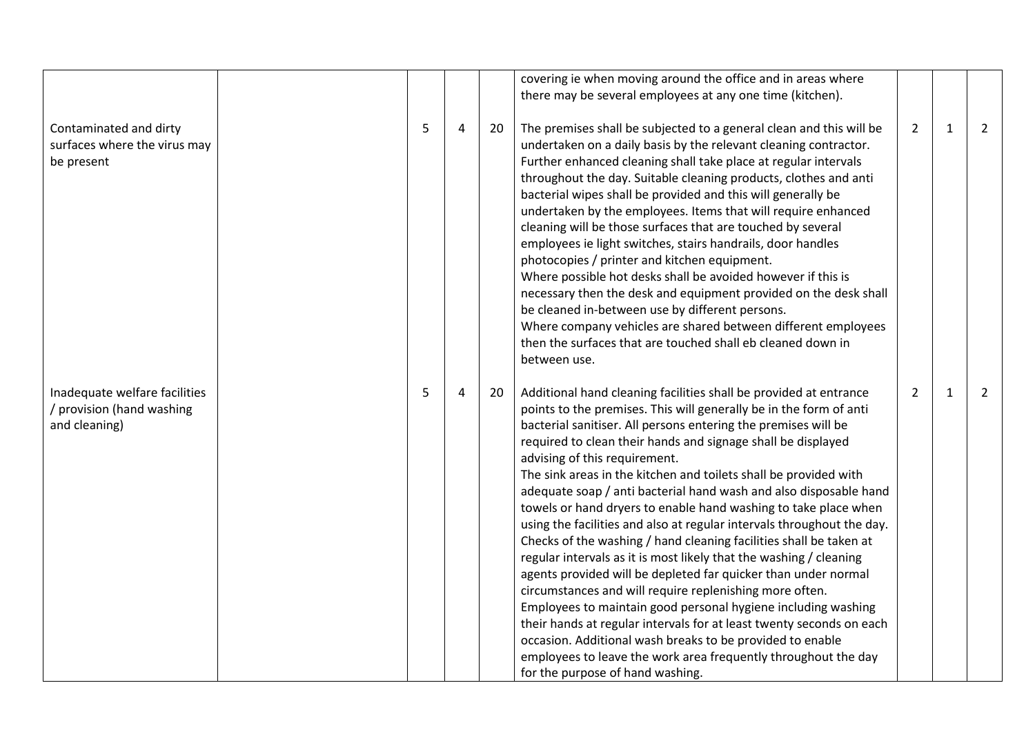| | | | | | | | | |
|---|---|---|---|---|---|---|---|---|
| | | | | | covering ie when moving around the office and in areas where there may be several employees at any one time (kitchen). | | | |
| Contaminated and dirty surfaces where the virus may be present | | 5 | 4 | 20 | The premises shall be subjected to a general clean and this will be undertaken on a daily basis by the relevant cleaning contractor. Further enhanced cleaning shall take place at regular intervals throughout the day. Suitable cleaning products, clothes and anti bacterial wipes shall be provided and this will generally be undertaken by the employees. Items that will require enhanced cleaning will be those surfaces that are touched by several employees ie light switches, stairs handrails, door handles photocopies / printer and kitchen equipment.<br>Where possible hot desks shall be avoided however if this is necessary then the desk and equipment provided on the desk shall be cleaned in-between use by different persons.<br>Where company vehicles are shared between different employees then the surfaces that are touched shall eb cleaned down in between use. | 2 | 1 | 2 |
| Inadequate welfare facilities / provision (hand washing and cleaning) | | 5 | 4 | 20 | Additional hand cleaning facilities shall be provided at entrance points to the premises. This will generally be in the form of anti bacterial sanitiser. All persons entering the premises will be required to clean their hands and signage shall be displayed advising of this requirement.<br>The sink areas in the kitchen and toilets shall be provided with adequate soap / anti bacterial hand wash and also disposable hand towels or hand dryers to enable hand washing to take place when using the facilities and also at regular intervals throughout the day.<br>Checks of the washing / hand cleaning facilities shall be taken at regular intervals as it is most likely that the washing / cleaning agents provided will be depleted far quicker than under normal circumstances and will require replenishing more often.<br>Employees to maintain good personal hygiene including washing their hands at regular intervals for at least twenty seconds on each occasion. Additional wash breaks to be provided to enable employees to leave the work area frequently throughout the day for the purpose of hand washing. | 2 | 1 | 2 |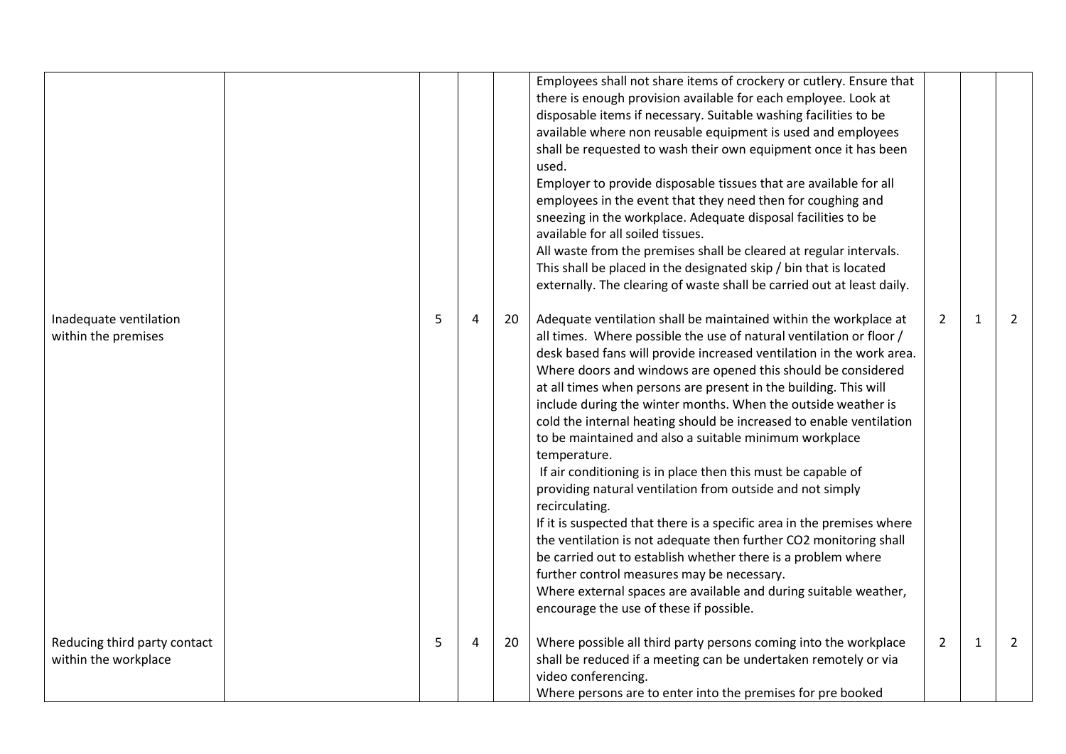| | | | | | | | | |
|---|---|---|---|---|---|---|---|---|
| | | | | | Employees shall not share items of crockery or cutlery. Ensure that there is enough provision available for each employee. Look at disposable items if necessary. Suitable washing facilities to be available where non reusable equipment is used and employees shall be requested to wash their own equipment once it has been used.<br>Employer to provide disposable tissues that are available for all employees in the event that they need then for coughing and sneezing in the workplace. Adequate disposal facilities to be available for all soiled tissues.<br>All waste from the premises shall be cleared at regular intervals. This shall be placed in the designated skip / bin that is located externally. The clearing of waste shall be carried out at least daily. | | | |
| Inadequate ventilation within the premises | | 5 | 4 | 20 | Adequate ventilation shall be maintained within the workplace at all times. Where possible the use of natural ventilation or floor / desk based fans will provide increased ventilation in the work area. Where doors and windows are opened this should be considered at all times when persons are present in the building. This will include during the winter months. When the outside weather is cold the internal heating should be increased to enable ventilation to be maintained and also a suitable minimum workplace temperature.<br>If air conditioning is in place then this must be capable of providing natural ventilation from outside and not simply recirculating.<br>If it is suspected that there is a specific area in the premises where the ventilation is not adequate then further $CO_2$ monitoring shall be carried out to establish whether there is a problem where further control measures may be necessary.<br>Where external spaces are available and during suitable weather, encourage the use of these if possible. | 2 | 1 | 2 |
| Reducing third party contact within the workplace | | 5 | 4 | 20 | Where possible all third party persons coming into the workplace shall be reduced if a meeting can be undertaken remotely or via video conferencing.<br>Where persons are to enter into the premises for pre booked | 2 | 1 | 2 |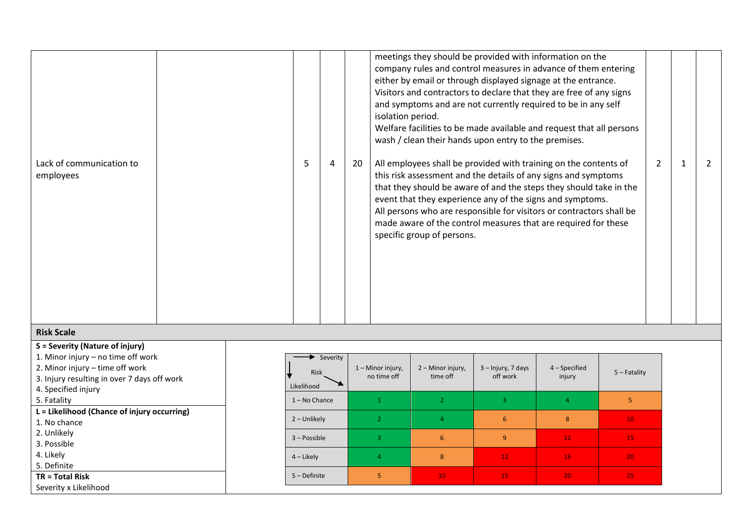| | | | | | | | | |
|---|---|---|---|---|---|---|---|---|
| | | | | | meetings they should be provided with information on the company rules and control measures in advance of them entering either by email or through displayed signage at the entrance. Visitors and contractors to declare that they are free of any signs and symptoms and are not currently required to be in any self isolation period. Welfare facilities to be made available and request that all persons wash / clean their hands upon entry to the premises. | | | |
| Lack of communication to employees | | 5 | 4 | 20 | All employees shall be provided with training on the contents of this risk assessment and the details of any signs and symptoms that they should be aware of and the steps they should take in the event that they experience any of the signs and symptoms. All persons who are responsible for visitors or contractors shall be made aware of the control measures that are required for these specific group of persons. | 2 | 1 | 2 |

**Risk Scale**

**S = Severity (Nature of injury)**
1. Minor injury – no time off work
2. Minor injury – time off work
3. Injury resulting in over 7 days off work
4. Specified injury
5. Fatality

**L = Likelihood (Chance of injury occurring)**
1. No chance
2. Unlikely
3. Possible
4. Likely
5. Definite

**TR = Total Risk**
Severity x Likelihood

| Likelihood ↓ / Severity → Risk | 1 – Minor injury, no time off | 2 – Minor injury, time off | 3 – Injury, 7 days off work | 4 – Specified injury | 5 – Fatality |
|---|---|---|---|---|---|
| 1 – No Chance | 1 | 2 | 3 | 4 | 5 |
| 2 – Unlikely | 2 | 4 | 6 | 8 | 10 |
| 3 – Possible | 3 | 6 | 9 | 12 | 15 |
| 4 – Likely | 4 | 8 | 12 | 16 | 20 |
| 5 – Definite | 5 | 10 | 15 | 20 | 25 |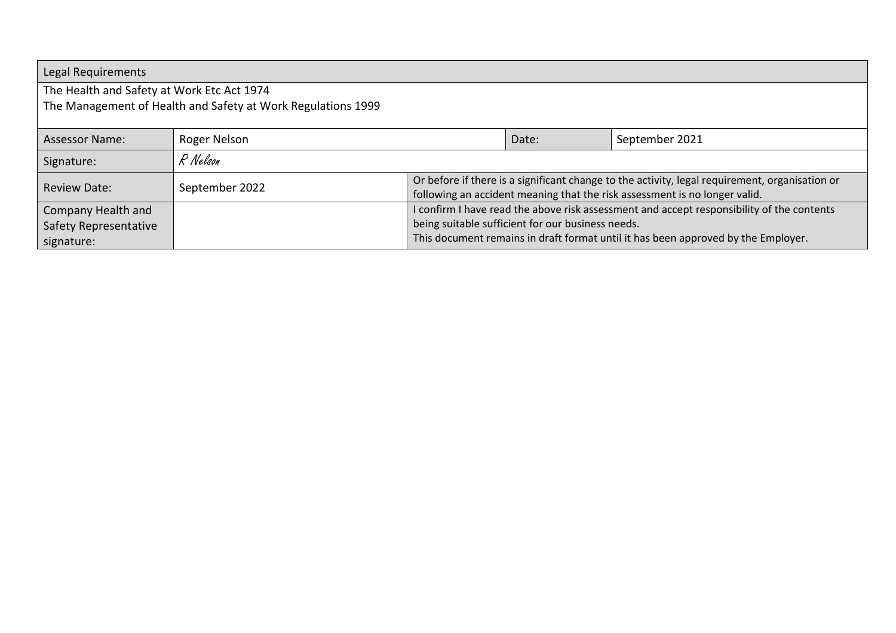| Legal Requirements | | | |
|---|---|---|---|
| The Health and Safety at Work Etc Act 1974<br>The Management of Health and Safety at Work Regulations 1999 | | | |
| Assessor Name: | Roger Nelson | Date: | September 2021 |
| Signature: | R Nelson | | |
| Review Date: | September 2022 | Or before if there is a significant change to the activity, legal requirement, organisation or following an accident meaning that the risk assessment is no longer valid. | |
| Company Health and Safety Representative signature: | | I confirm I have read the above risk assessment and accept responsibility of the contents being suitable sufficient for our business needs.<br>This document remains in draft format until it has been approved by the Employer. | |